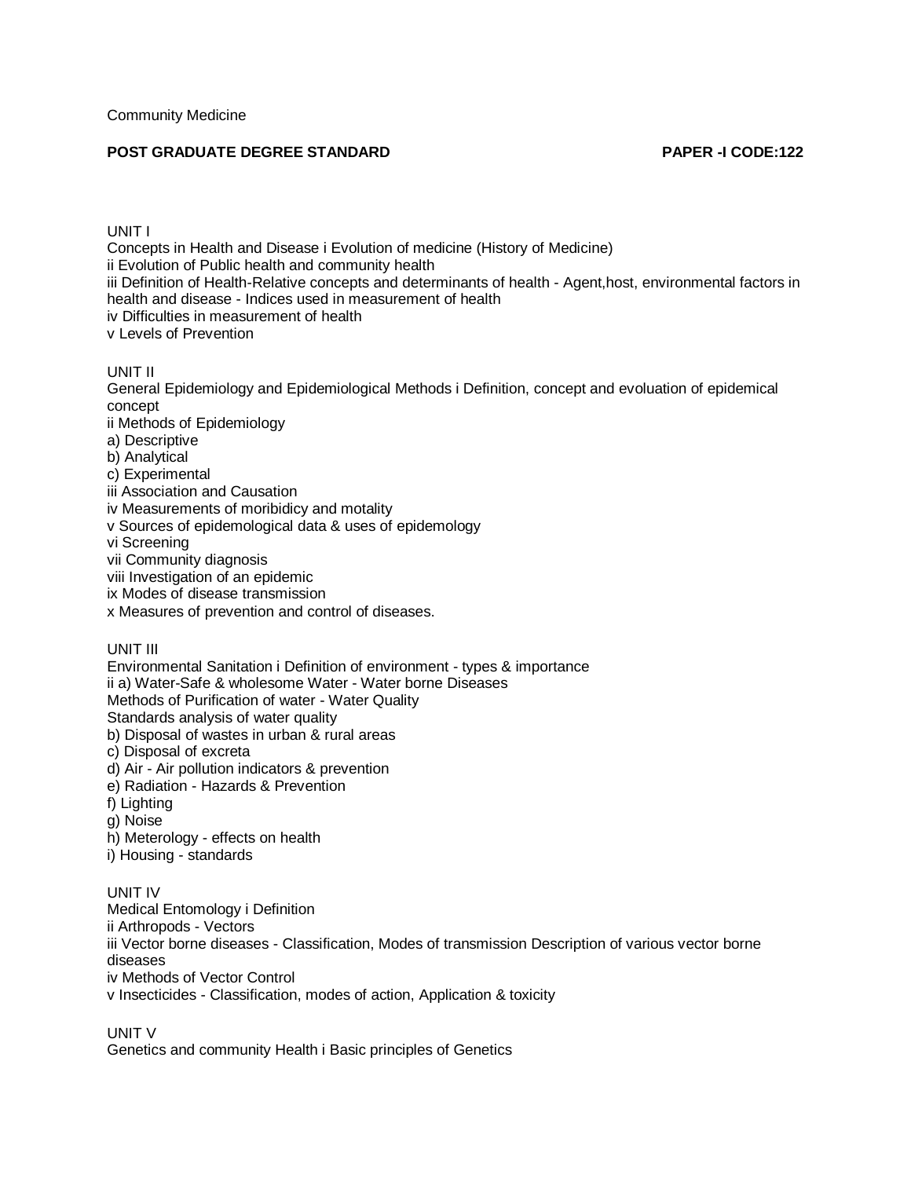Community Medicine

**POST GRADUATE DEGREE STANDARD** **PAPER -I CODE:122**

UNIT I

Concepts in Health and Disease i Evolution of medicine (History of Medicine)

ii Evolution of Public health and community health

iii Definition of Health-Relative concepts and determinants of health - Agent,host, environmental factors in health and disease - Indices used in measurement of health

iv Difficulties in measurement of health

v Levels of Prevention

UNIT II

General Epidemiology and Epidemiological Methods i Definition, concept and evoluation of epidemical concept

ii Methods of Epidemiology

a) Descriptive

b) Analytical

c) Experimental

iii Association and Causation

iv Measurements of moribidicy and motality

v Sources of epidemological data & uses of epidemology

vi Screening

vii Community diagnosis

viii Investigation of an epidemic

ix Modes of disease transmission

x Measures of prevention and control of diseases.

UNIT III

Environmental Sanitation i Definition of environment - types & importance

ii a) Water-Safe & wholesome Water - Water borne Diseases

Methods of Purification of water - Water Quality

Standards analysis of water quality

b) Disposal of wastes in urban & rural areas

c) Disposal of excreta

d) Air - Air pollution indicators & prevention

e) Radiation - Hazards & Prevention

f) Lighting

g) Noise

h) Meterology - effects on health

i) Housing - standards

UNIT IV

Medical Entomology i Definition

ii Arthropods - Vectors

iii Vector borne diseases - Classification, Modes of transmission Description of various vector borne diseases

iv Methods of Vector Control

v Insecticides - Classification, modes of action, Application & toxicity

UNIT V

Genetics and community Health i Basic principles of Genetics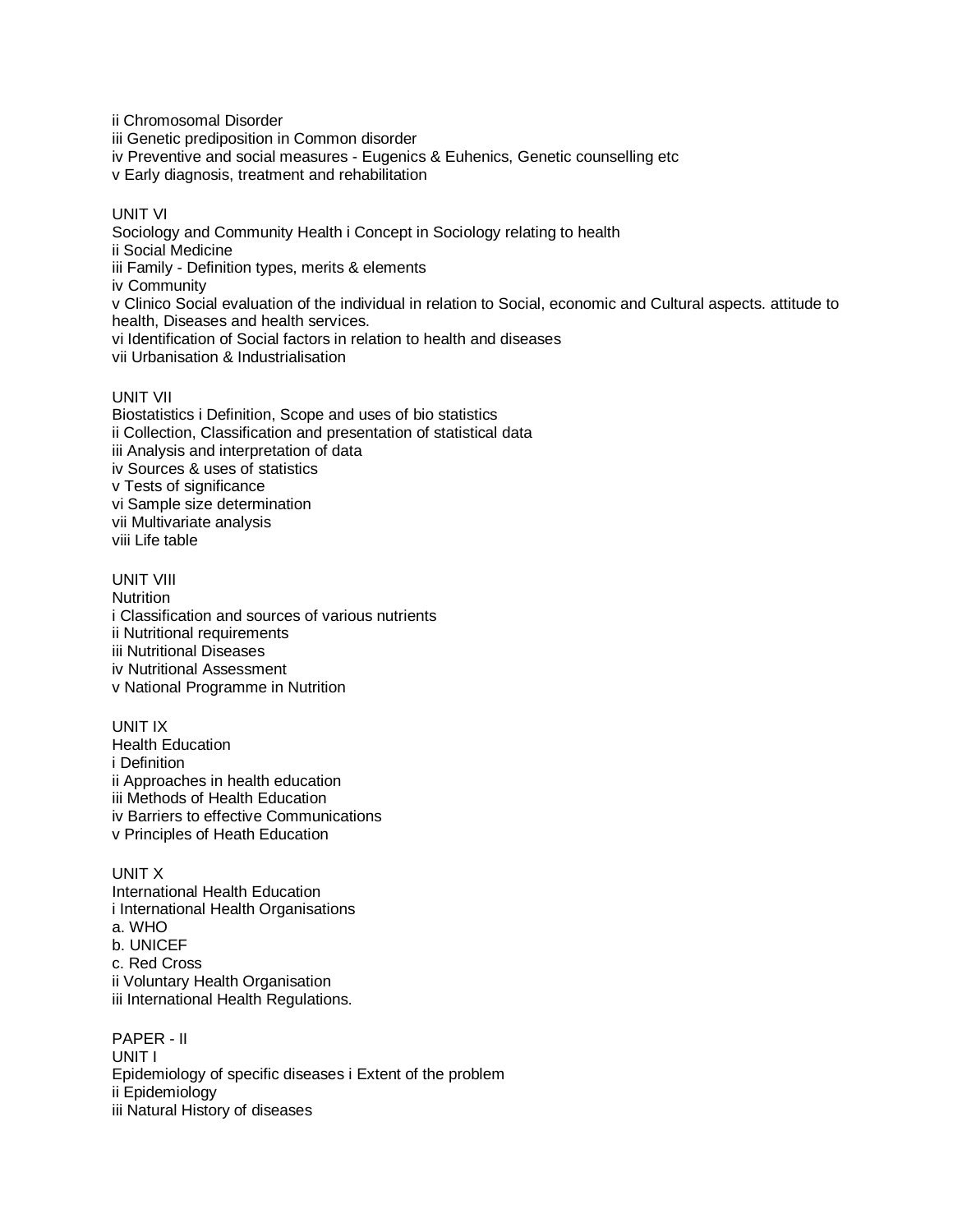ii Chromosomal Disorder
iii Genetic prediposition in Common disorder
iv Preventive and social measures - Eugenics & Euhenics, Genetic counselling etc
v Early diagnosis, treatment and rehabilitation

UNIT VI
Sociology and Community Health i Concept in Sociology relating to health
ii Social Medicine
iii Family - Definition types, merits & elements
iv Community
v Clinico Social evaluation of the individual in relation to Social, economic and Cultural aspects. attitude to health, Diseases and health services.
vi Identification of Social factors in relation to health and diseases
vii Urbanisation & Industrialisation

UNIT VII
Biostatistics i Definition, Scope and uses of bio statistics
ii Collection, Classification and presentation of statistical data
iii Analysis and interpretation of data
iv Sources & uses of statistics
v Tests of significance
vi Sample size determination
vii Multivariate analysis
viii Life table

UNIT VIII
Nutrition
i Classification and sources of various nutrients
ii Nutritional requirements
iii Nutritional Diseases
iv Nutritional Assessment
v National Programme in Nutrition

UNIT IX
Health Education
i Definition
ii Approaches in health education
iii Methods of Health Education
iv Barriers to effective Communications
v Principles of Heath Education

UNIT X
International Health Education
i International Health Organisations
a. WHO
b. UNICEF
c. Red Cross
ii Voluntary Health Organisation
iii International Health Regulations.

PAPER - II
UNIT I
Epidemiology of specific diseases i Extent of the problem
ii Epidemiology
iii Natural History of diseases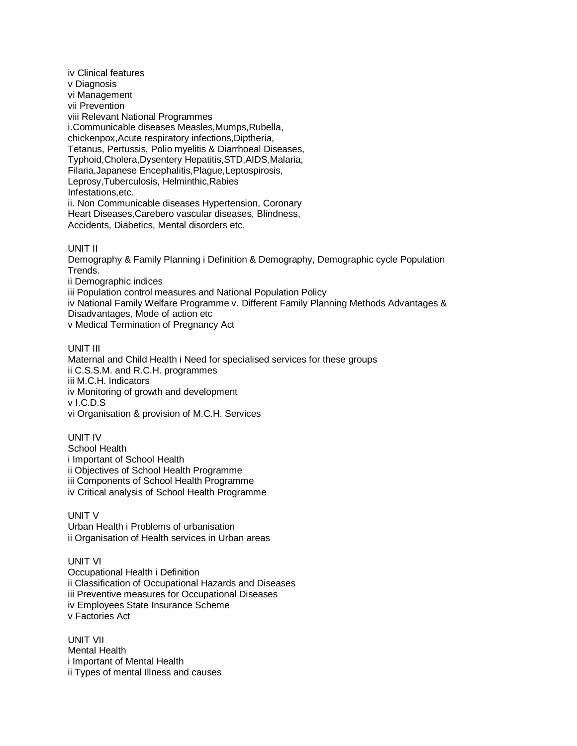iv Clinical features
v Diagnosis
vi Management
vii Prevention
viii Relevant National Programmes
i.Communicable diseases Measles,Mumps,Rubella,
chickenpox,Acute respiratory infections,Diptheria,
Tetanus, Pertussis, Polio myelitis & Diarrhoeal Diseases,
Typhoid,Cholera,Dysentery Hepatitis,STD,AIDS,Malaria,
Filaria,Japanese Encephalitis,Plague,Leptospirosis,
Leprosy,Tuberculosis, Helminthic,Rabies
Infestations,etc.
ii. Non Communicable diseases Hypertension, Coronary
Heart Diseases,Carebero vascular diseases, Blindness,
Accidents, Diabetics, Mental disorders etc.

UNIT II
Demography & Family Planning i Definition & Demography, Demographic cycle Population Trends.
ii Demographic indices
iii Population control measures and National Population Policy
iv National Family Welfare Programme v. Different Family Planning Methods Advantages & Disadvantages, Mode of action etc
v Medical Termination of Pregnancy Act

UNIT III
Maternal and Child Health i Need for specialised services for these groups
ii C.S.S.M. and R.C.H. programmes
iii M.C.H. Indicators
iv Monitoring of growth and development
v I.C.D.S
vi Organisation & provision of M.C.H. Services

UNIT IV
School Health
i Important of School Health
ii Objectives of School Health Programme
iii Components of School Health Programme
iv Critical analysis of School Health Programme

UNIT V
Urban Health i Problems of urbanisation
ii Organisation of Health services in Urban areas

UNIT VI
Occupational Health i Definition
ii Classification of Occupational Hazards and Diseases
iii Preventive measures for Occupational Diseases
iv Employees State Insurance Scheme
v Factories Act

UNIT VII
Mental Health
i Important of Mental Health
ii Types of mental Illness and causes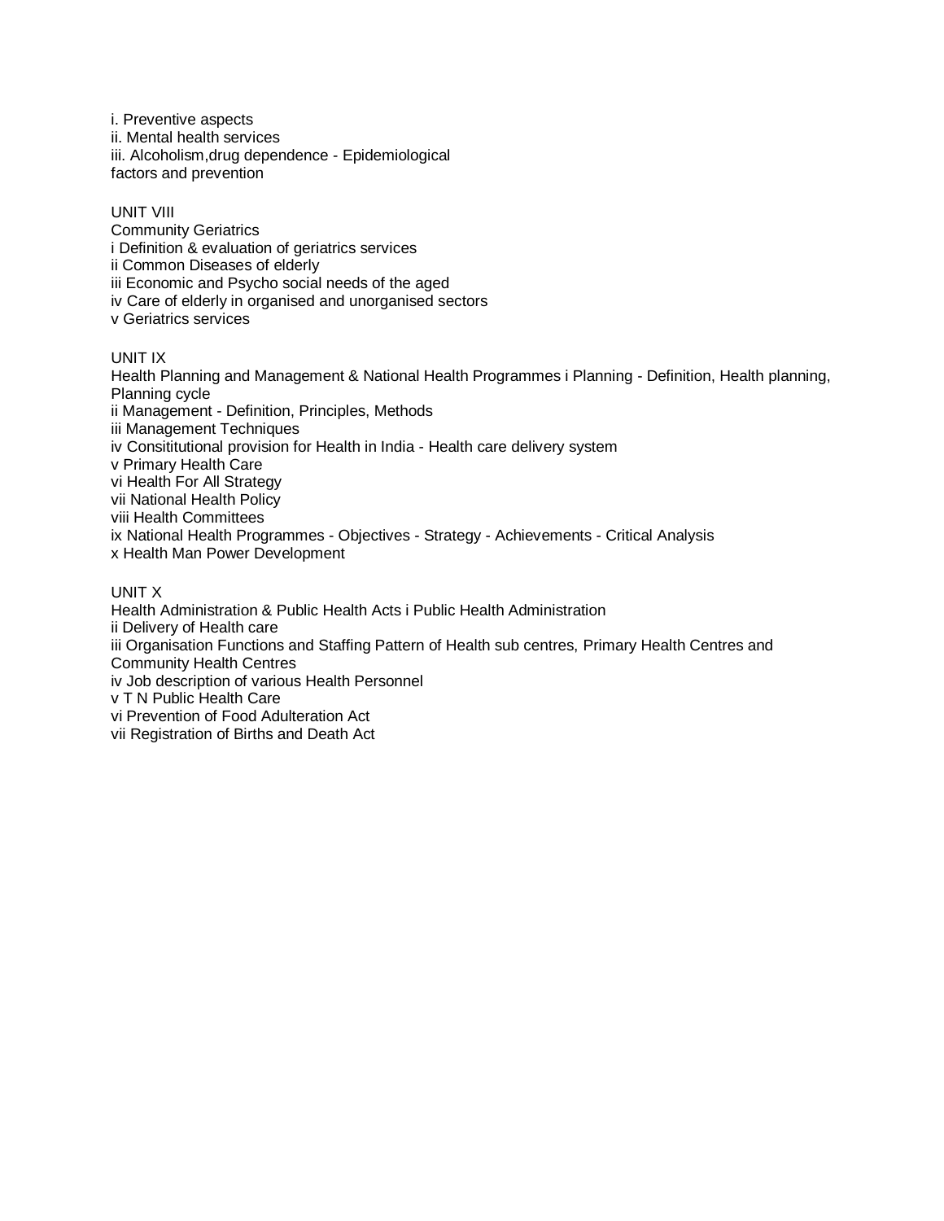i. Preventive aspects
ii. Mental health services
iii. Alcoholism,drug dependence - Epidemiological factors and prevention

UNIT VIII
Community Geriatrics
i Definition & evaluation of geriatrics services
ii Common Diseases of elderly
iii Economic and Psycho social needs of the aged
iv Care of elderly in organised and unorganised sectors
v Geriatrics services

UNIT IX
Health Planning and Management & National Health Programmes i Planning - Definition, Health planning, Planning cycle
ii Management - Definition, Principles, Methods
iii Management Techniques
iv Consititutional provision for Health in India - Health care delivery system
v Primary Health Care
vi Health For All Strategy
vii National Health Policy
viii Health Committees
ix National Health Programmes - Objectives - Strategy - Achievements - Critical Analysis
x Health Man Power Development

UNIT X
Health Administration & Public Health Acts i Public Health Administration
ii Delivery of Health care
iii Organisation Functions and Staffing Pattern of Health sub centres, Primary Health Centres and Community Health Centres
iv Job description of various Health Personnel
v T N Public Health Care
vi Prevention of Food Adulteration Act
vii Registration of Births and Death Act